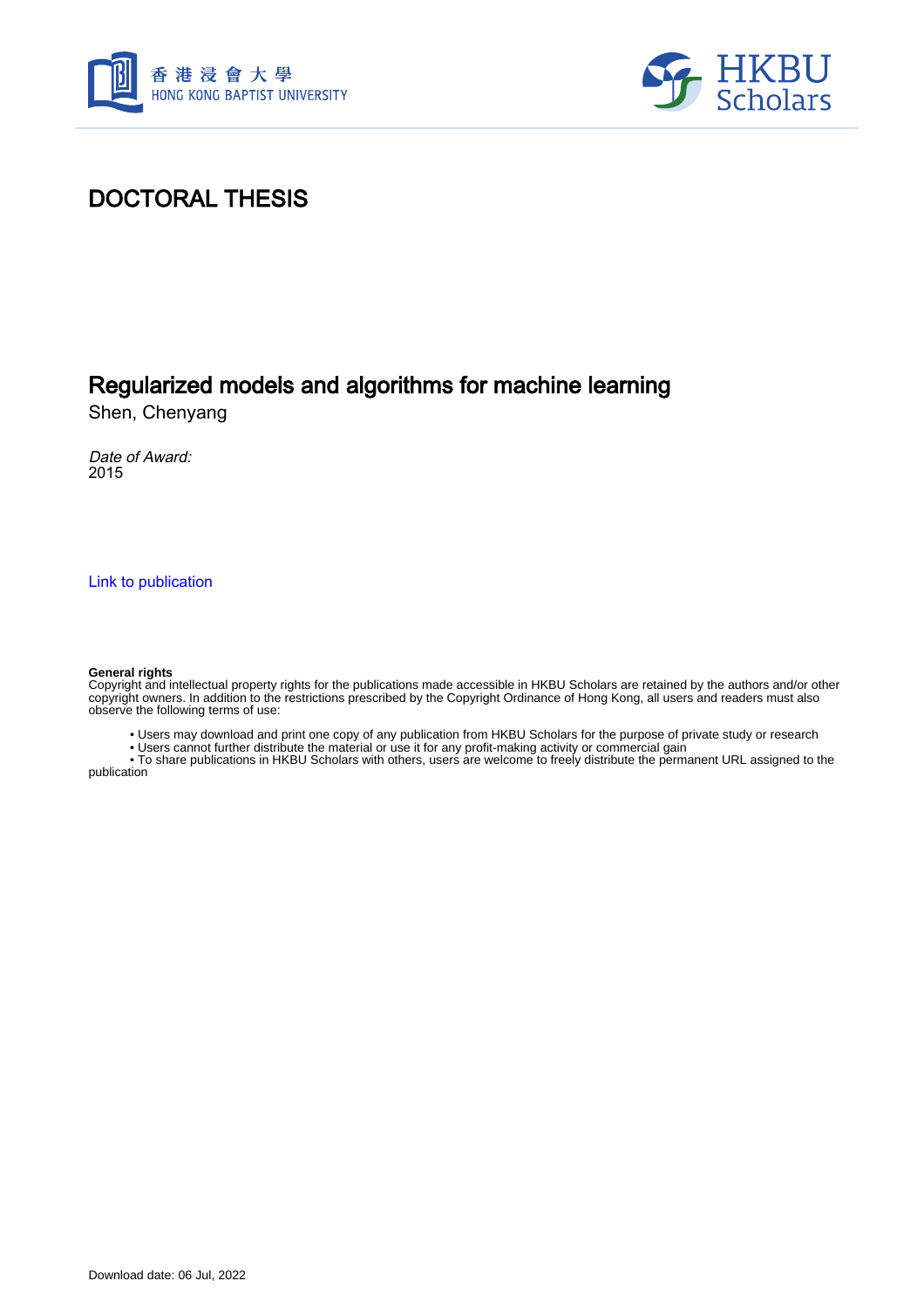# DOCTORAL THESIS

## Regularized models and algorithms for machine learning

Shen, Chenyang

*Date of Award:*
2015

Link to publication

**General rights**

Copyright and intellectual property rights for the publications made accessible in HKBU Scholars are retained by the authors and/or other copyright owners. In addition to the restrictions prescribed by the Copyright Ordinance of Hong Kong, all users and readers must also observe the following terms of use:

- Users may download and print one copy of any publication from HKBU Scholars for the purpose of private study or research
- Users cannot further distribute the material or use it for any profit-making activity or commercial gain
- To share publications in HKBU Scholars with others, users are welcome to freely distribute the permanent URL assigned to the publication

Download date: 06 Jul, 2022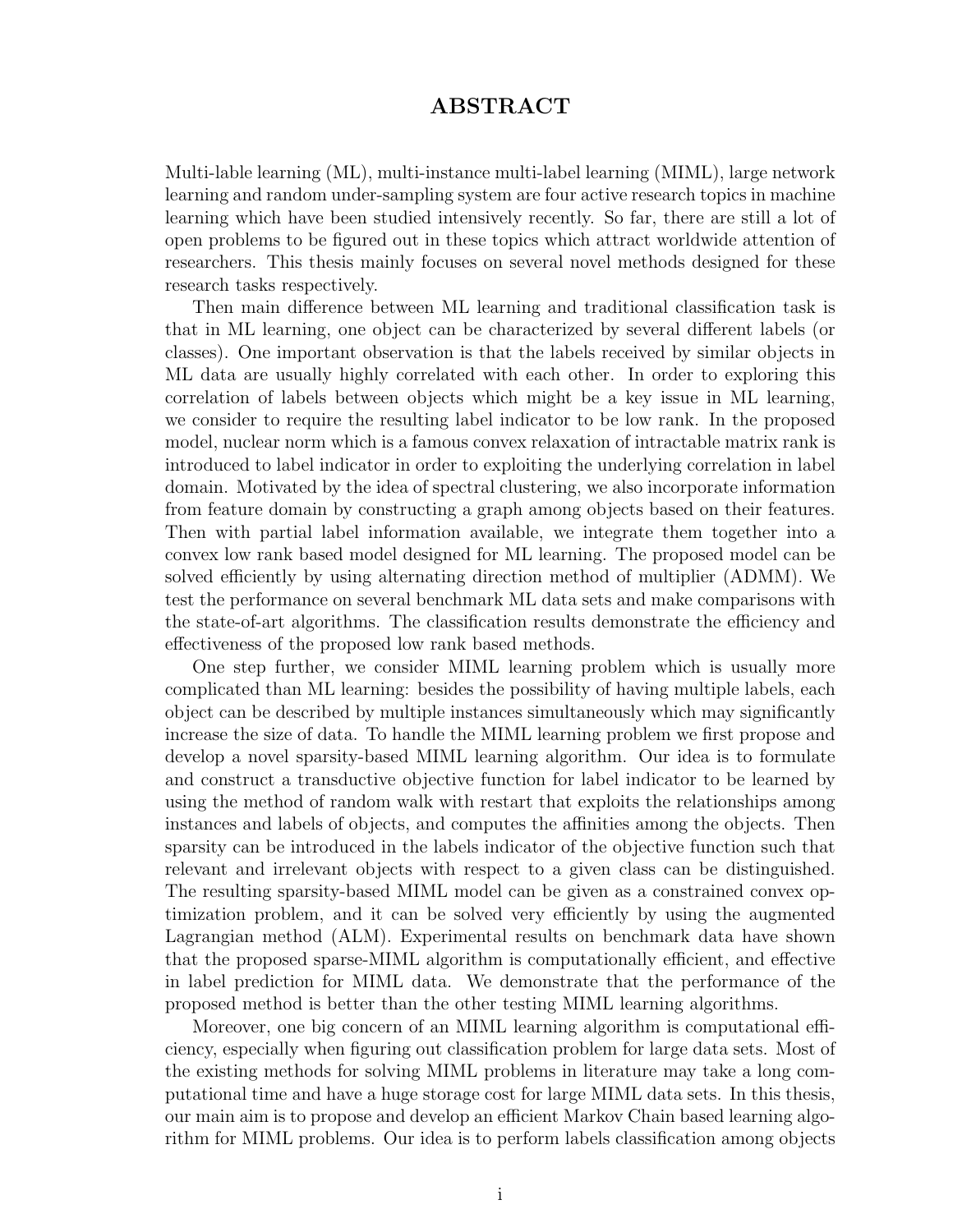# ABSTRACT

Multi-lable learning (ML), multi-instance multi-label learning (MIML), large network learning and random under-sampling system are four active research topics in machine learning which have been studied intensively recently. So far, there are still a lot of open problems to be figured out in these topics which attract worldwide attention of researchers. This thesis mainly focuses on several novel methods designed for these research tasks respectively.

Then main difference between ML learning and traditional classification task is that in ML learning, one object can be characterized by several different labels (or classes). One important observation is that the labels received by similar objects in ML data are usually highly correlated with each other. In order to exploring this correlation of labels between objects which might be a key issue in ML learning, we consider to require the resulting label indicator to be low rank. In the proposed model, nuclear norm which is a famous convex relaxation of intractable matrix rank is introduced to label indicator in order to exploiting the underlying correlation in label domain. Motivated by the idea of spectral clustering, we also incorporate information from feature domain by constructing a graph among objects based on their features. Then with partial label information available, we integrate them together into a convex low rank based model designed for ML learning. The proposed model can be solved efficiently by using alternating direction method of multiplier (ADMM). We test the performance on several benchmark ML data sets and make comparisons with the state-of-art algorithms. The classification results demonstrate the efficiency and effectiveness of the proposed low rank based methods.

One step further, we consider MIML learning problem which is usually more complicated than ML learning: besides the possibility of having multiple labels, each object can be described by multiple instances simultaneously which may significantly increase the size of data. To handle the MIML learning problem we first propose and develop a novel sparsity-based MIML learning algorithm. Our idea is to formulate and construct a transductive objective function for label indicator to be learned by using the method of random walk with restart that exploits the relationships among instances and labels of objects, and computes the affinities among the objects. Then sparsity can be introduced in the labels indicator of the objective function such that relevant and irrelevant objects with respect to a given class can be distinguished. The resulting sparsity-based MIML model can be given as a constrained convex optimization problem, and it can be solved very efficiently by using the augmented Lagrangian method (ALM). Experimental results on benchmark data have shown that the proposed sparse-MIML algorithm is computationally efficient, and effective in label prediction for MIML data. We demonstrate that the performance of the proposed method is better than the other testing MIML learning algorithms.

Moreover, one big concern of an MIML learning algorithm is computational efficiency, especially when figuring out classification problem for large data sets. Most of the existing methods for solving MIML problems in literature may take a long computational time and have a huge storage cost for large MIML data sets. In this thesis, our main aim is to propose and develop an efficient Markov Chain based learning algorithm for MIML problems. Our idea is to perform labels classification among objects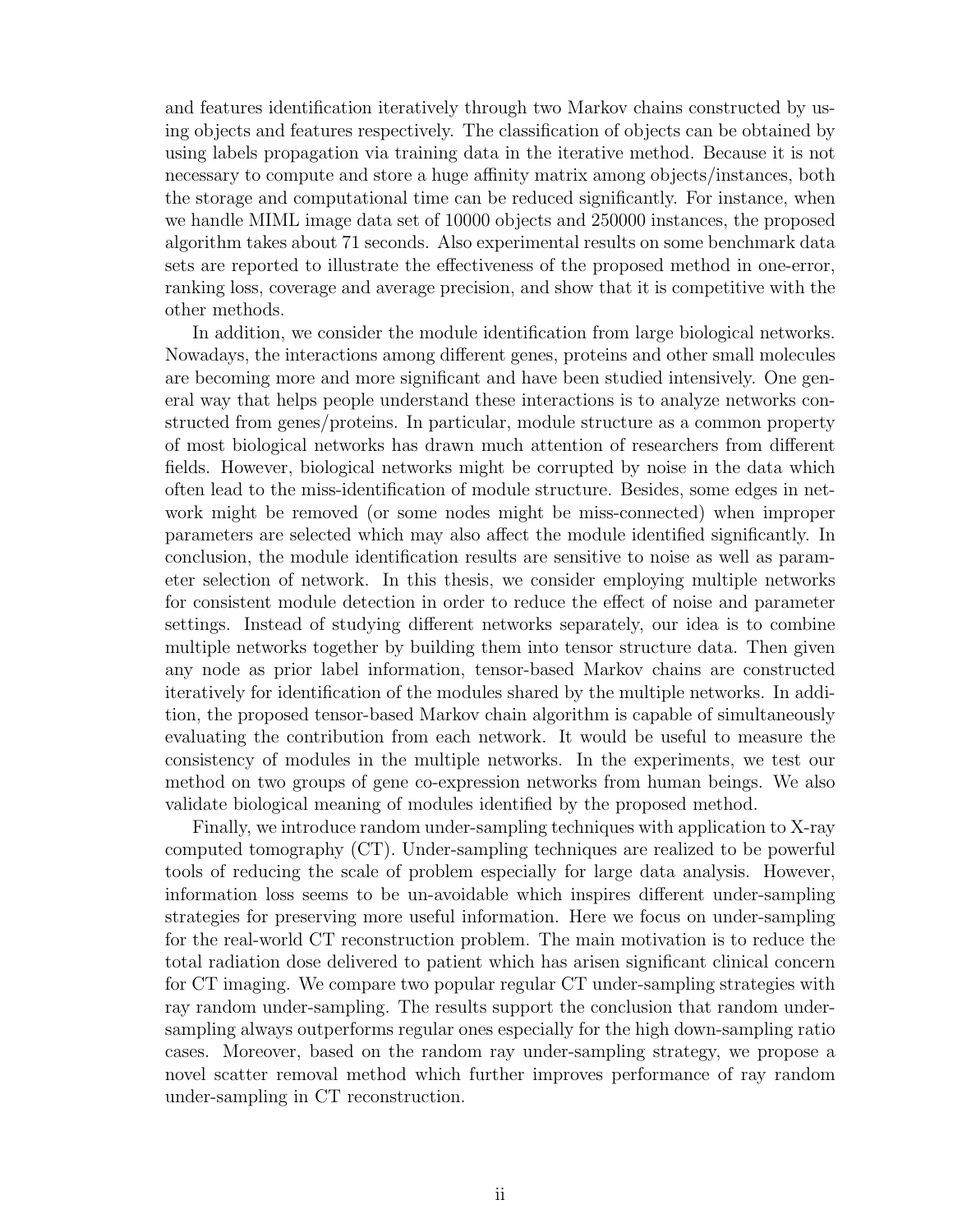and features identification iteratively through two Markov chains constructed by using objects and features respectively. The classification of objects can be obtained by using labels propagation via training data in the iterative method. Because it is not necessary to compute and store a huge affinity matrix among objects/instances, both the storage and computational time can be reduced significantly. For instance, when we handle MIML image data set of 10000 objects and 250000 instances, the proposed algorithm takes about 71 seconds. Also experimental results on some benchmark data sets are reported to illustrate the effectiveness of the proposed method in one-error, ranking loss, coverage and average precision, and show that it is competitive with the other methods.

In addition, we consider the module identification from large biological networks. Nowadays, the interactions among different genes, proteins and other small molecules are becoming more and more significant and have been studied intensively. One general way that helps people understand these interactions is to analyze networks constructed from genes/proteins. In particular, module structure as a common property of most biological networks has drawn much attention of researchers from different fields. However, biological networks might be corrupted by noise in the data which often lead to the miss-identification of module structure. Besides, some edges in network might be removed (or some nodes might be miss-connected) when improper parameters are selected which may also affect the module identified significantly. In conclusion, the module identification results are sensitive to noise as well as parameter selection of network. In this thesis, we consider employing multiple networks for consistent module detection in order to reduce the effect of noise and parameter settings. Instead of studying different networks separately, our idea is to combine multiple networks together by building them into tensor structure data. Then given any node as prior label information, tensor-based Markov chains are constructed iteratively for identification of the modules shared by the multiple networks. In addition, the proposed tensor-based Markov chain algorithm is capable of simultaneously evaluating the contribution from each network. It would be useful to measure the consistency of modules in the multiple networks. In the experiments, we test our method on two groups of gene co-expression networks from human beings. We also validate biological meaning of modules identified by the proposed method.

Finally, we introduce random under-sampling techniques with application to X-ray computed tomography (CT). Under-sampling techniques are realized to be powerful tools of reducing the scale of problem especially for large data analysis. However, information loss seems to be un-avoidable which inspires different under-sampling strategies for preserving more useful information. Here we focus on under-sampling for the real-world CT reconstruction problem. The main motivation is to reduce the total radiation dose delivered to patient which has arisen significant clinical concern for CT imaging. We compare two popular regular CT under-sampling strategies with ray random under-sampling. The results support the conclusion that random under-sampling always outperforms regular ones especially for the high down-sampling ratio cases. Moreover, based on the random ray under-sampling strategy, we propose a novel scatter removal method which further improves performance of ray random under-sampling in CT reconstruction.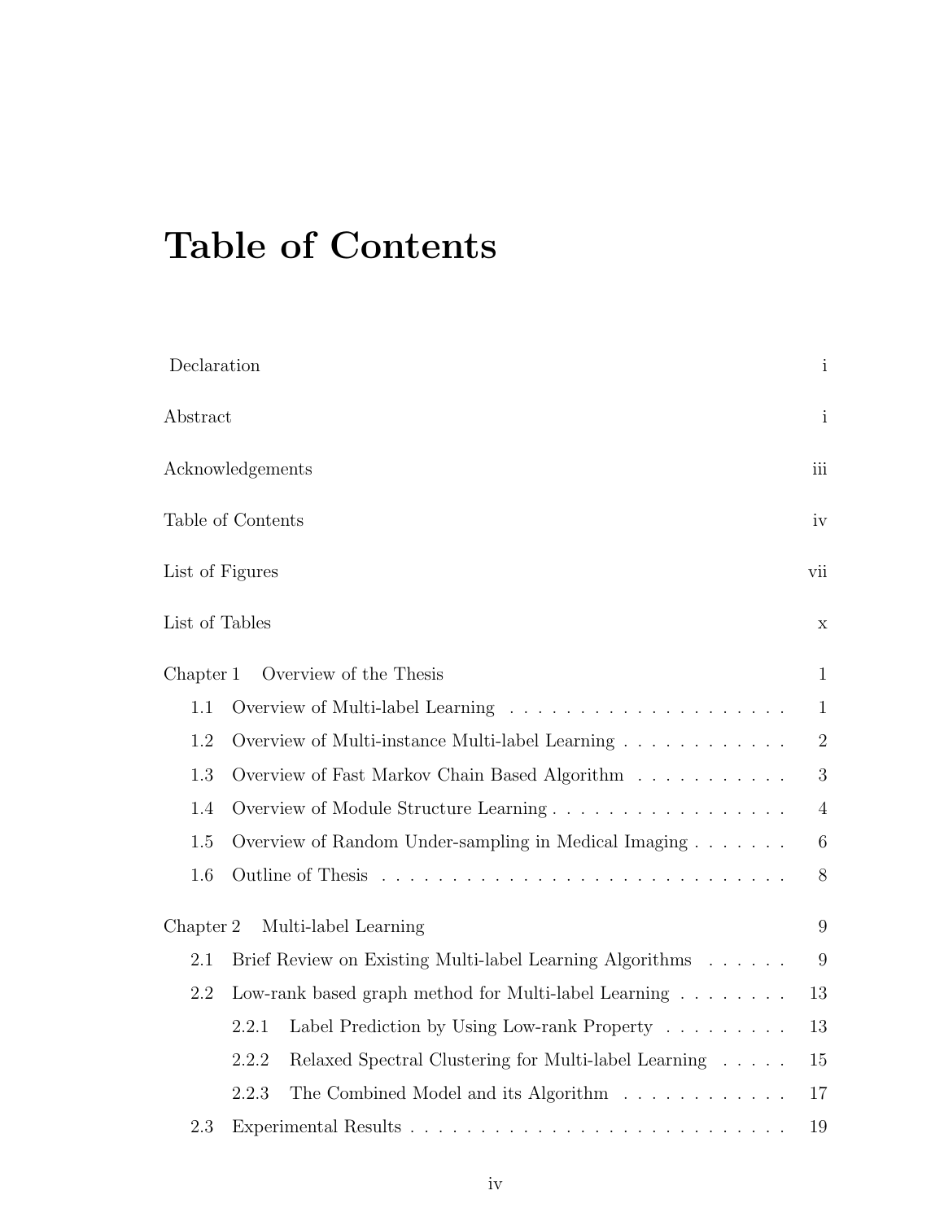# Table of Contents

Declaration i

Abstract i

Acknowledgements iii

Table of Contents iv

List of Figures vii

List of Tables x

Chapter 1 Overview of the Thesis 1

- 1.1 Overview of Multi-label Learning . . . . . . . . . . . . . . . . . . . . 1
- 1.2 Overview of Multi-instance Multi-label Learning . . . . . . . . . . . . 2
- 1.3 Overview of Fast Markov Chain Based Algorithm . . . . . . . . . . . 3
- 1.4 Overview of Module Structure Learning . . . . . . . . . . . . . . . . . 4
- 1.5 Overview of Random Under-sampling in Medical Imaging . . . . . . . 6
- 1.6 Outline of Thesis . . . . . . . . . . . . . . . . . . . . . . . . . . . . 8

Chapter 2 Multi-label Learning 9

- 2.1 Brief Review on Existing Multi-label Learning Algorithms . . . . . . 9
- 2.2 Low-rank based graph method for Multi-label Learning . . . . . . . . 13
  - 2.2.1 Label Prediction by Using Low-rank Property . . . . . . . . . 13
  - 2.2.2 Relaxed Spectral Clustering for Multi-label Learning . . . . . 15
  - 2.2.3 The Combined Model and its Algorithm . . . . . . . . . . . . 17
- 2.3 Experimental Results . . . . . . . . . . . . . . . . . . . . . . . . . . 19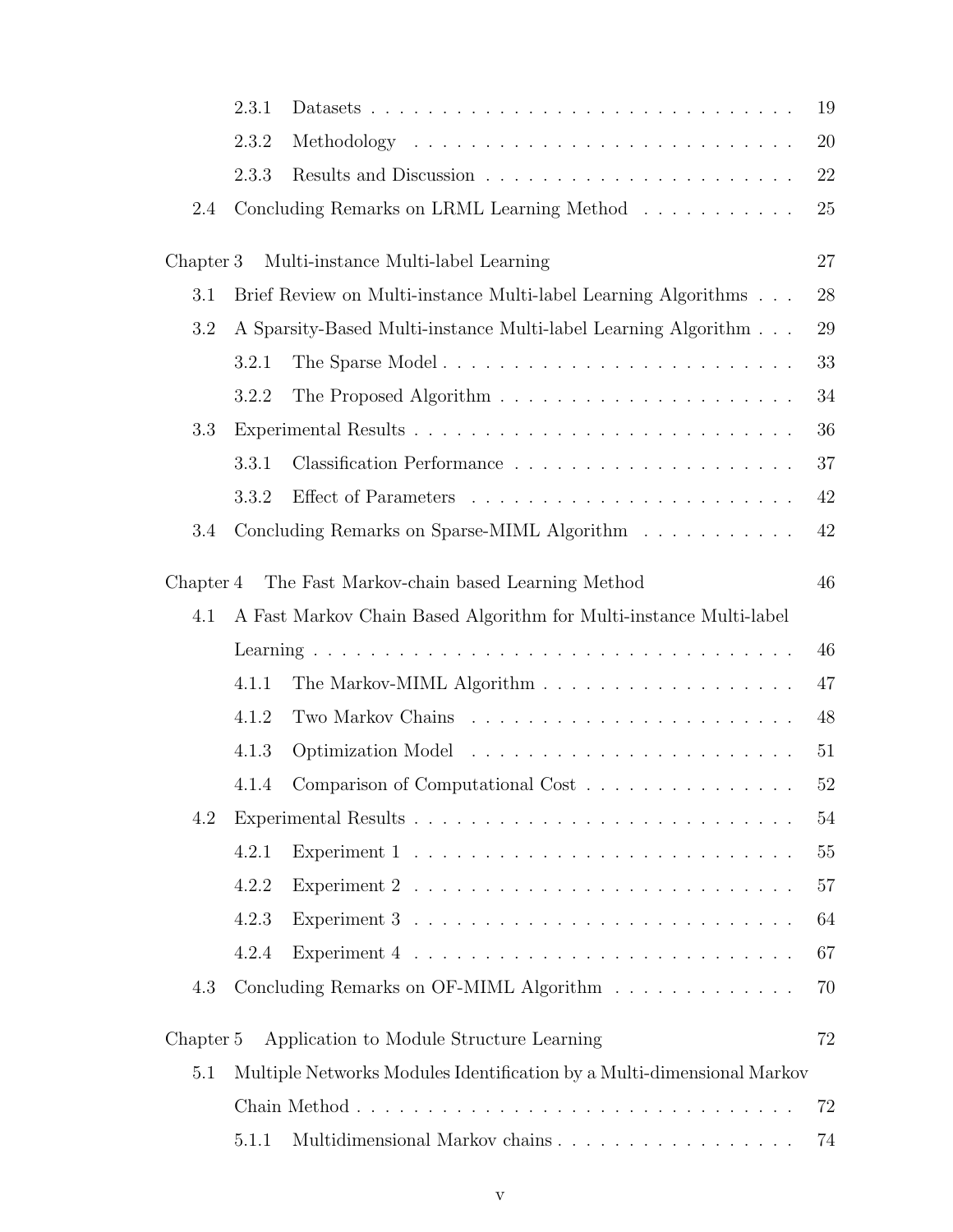2.3.1 Datasets . . . . . . . . . . . . . . . . . . . . . . . . . . . . . . . 19

2.3.2 Methodology . . . . . . . . . . . . . . . . . . . . . . . . . . . . 20

2.3.3 Results and Discussion . . . . . . . . . . . . . . . . . . . . . . 22

2.4 Concluding Remarks on LRML Learning Method . . . . . . . . . . . 25

Chapter 3 Multi-instance Multi-label Learning 27

3.1 Brief Review on Multi-instance Multi-label Learning Algorithms . . . 28

3.2 A Sparsity-Based Multi-instance Multi-label Learning Algorithm . . . 29

3.2.1 The Sparse Model . . . . . . . . . . . . . . . . . . . . . . . . . 33

3.2.2 The Proposed Algorithm . . . . . . . . . . . . . . . . . . . . . 34

3.3 Experimental Results . . . . . . . . . . . . . . . . . . . . . . . . . . . 36

3.3.1 Classification Performance . . . . . . . . . . . . . . . . . . . . 37

3.3.2 Effect of Parameters . . . . . . . . . . . . . . . . . . . . . . . 42

3.4 Concluding Remarks on Sparse-MIML Algorithm . . . . . . . . . . . 42

Chapter 4 The Fast Markov-chain based Learning Method 46

4.1 A Fast Markov Chain Based Algorithm for Multi-instance Multi-label Learning . . . . . . . . . . . . . . . . . . . . . . . . . . . . . . . . . . . 46

4.1.1 The Markov-MIML Algorithm . . . . . . . . . . . . . . . . . . 47

4.1.2 Two Markov Chains . . . . . . . . . . . . . . . . . . . . . . . 48

4.1.3 Optimization Model . . . . . . . . . . . . . . . . . . . . . . . 51

4.1.4 Comparison of Computational Cost . . . . . . . . . . . . . . . 52

4.2 Experimental Results . . . . . . . . . . . . . . . . . . . . . . . . . . . 54

4.2.1 Experiment 1 . . . . . . . . . . . . . . . . . . . . . . . . . . . 55

4.2.2 Experiment 2 . . . . . . . . . . . . . . . . . . . . . . . . . . . 57

4.2.3 Experiment 3 . . . . . . . . . . . . . . . . . . . . . . . . . . . 64

4.2.4 Experiment 4 . . . . . . . . . . . . . . . . . . . . . . . . . . . 67

4.3 Concluding Remarks on OF-MIML Algorithm . . . . . . . . . . . . . 70

Chapter 5 Application to Module Structure Learning 72

5.1 Multiple Networks Modules Identification by a Multi-dimensional Markov Chain Method . . . . . . . . . . . . . . . . . . . . . . . . . . . . . . . . 72

5.1.1 Multidimensional Markov chains . . . . . . . . . . . . . . . . . 74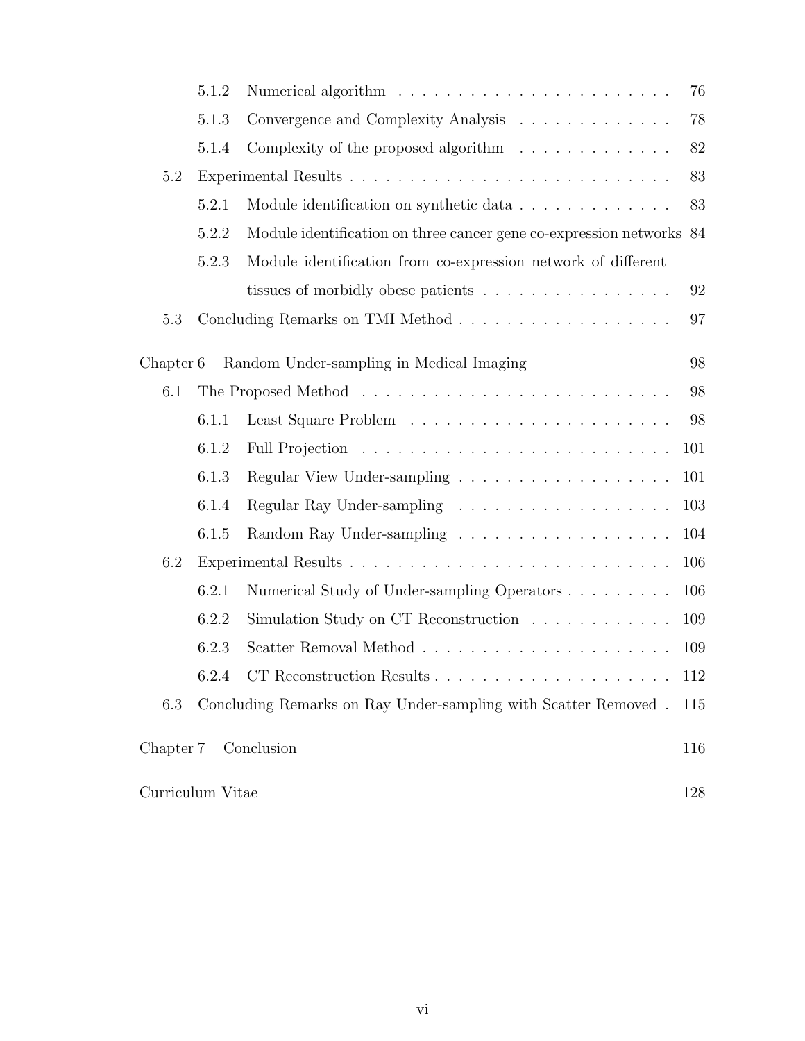| | | |
|---|---|---|
| 5.1.2 | Numerical algorithm | 76 |
| 5.1.3 | Convergence and Complexity Analysis | 78 |
| 5.1.4 | Complexity of the proposed algorithm | 82 |
| 5.2 | Experimental Results | 83 |
| 5.2.1 | Module identification on synthetic data | 83 |
| 5.2.2 | Module identification on three cancer gene co-expression networks | 84 |
| 5.2.3 | Module identification from co-expression network of different tissues of morbidly obese patients | 92 |
| 5.3 | Concluding Remarks on TMI Method | 97 |
| Chapter 6 | Random Under-sampling in Medical Imaging | 98 |
| 6.1 | The Proposed Method | 98 |
| 6.1.1 | Least Square Problem | 98 |
| 6.1.2 | Full Projection | 101 |
| 6.1.3 | Regular View Under-sampling | 101 |
| 6.1.4 | Regular Ray Under-sampling | 103 |
| 6.1.5 | Random Ray Under-sampling | 104 |
| 6.2 | Experimental Results | 106 |
| 6.2.1 | Numerical Study of Under-sampling Operators | 106 |
| 6.2.2 | Simulation Study on CT Reconstruction | 109 |
| 6.2.3 | Scatter Removal Method | 109 |
| 6.2.4 | CT Reconstruction Results | 112 |
| 6.3 | Concluding Remarks on Ray Under-sampling with Scatter Removed | 115 |
| Chapter 7 | Conclusion | 116 |
| Curriculum Vitae | | 128 |